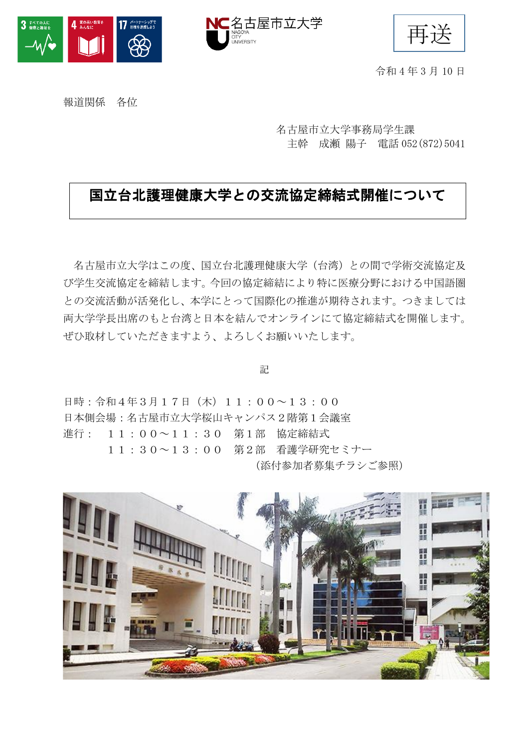再送

令和４年３月 10 日

報道関係　各位

名古屋市立大学事務局学生課
主幹　成瀬 陽子　電話 052(872)5041

# 国立台北護理健康大学との交流協定締結式開催について

名古屋市立大学はこの度、国立台北護理健康大学（台湾）との間で学術交流協定及び学生交流協定を締結します。今回の協定締結により特に医療分野における中国語圏との交流活動が活発化し、本学にとって国際化の推進が期待されます。つきましては両大学学長出席のもと台湾と日本を結んでオンラインにて協定締結式を開催します。ぜひ取材していただきますよう、よろしくお願いいたします。

記

日時：令和４年３月１７日（木）１１：００～１３：００
日本側会場：名古屋市立大学桜山キャンパス２階第１会議室
進行：　１１：００～１１：３０　第１部　協定締結式
　　　　１１：３０～１３：００　第２部　看護学研究セミナー
　　　　（添付参加者募集チラシご参照）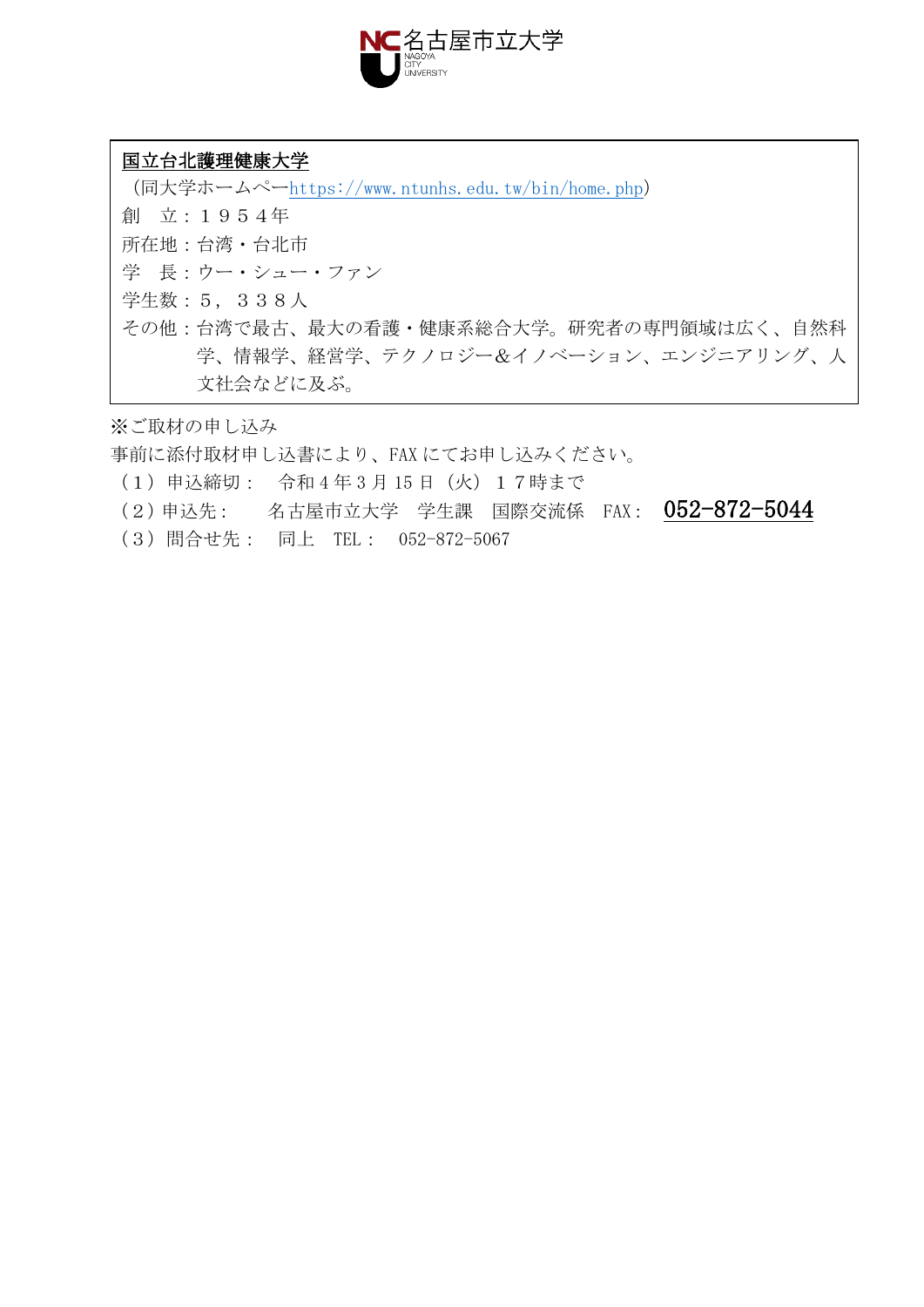**国立台北護理健康大学**

（同大学ホームページ https://www.ntunhs.edu.tw/bin/home.php）

創　立：１９５４年

所在地：台湾・台北市

学　長：ウー・シュー・ファン

学生数：５，３３８人

その他：台湾で最古、最大の看護・健康系総合大学。研究者の専門領域は広く、自然科学、情報学、経営学、テクノロジー&イノベーション、エンジニアリング、人文社会などに及ぶ。

※ご取材の申し込み

事前に添付取材申し込書により、FAX にてお申し込みください。

（1）申込締切：　令和 4 年 3 月 15 日（火）１７時まで

（2）申込先：　名古屋市立大学　学生課　国際交流係　FAX：　052-872-5044

（3）問合せ先：　同上　TEL：　052-872-5067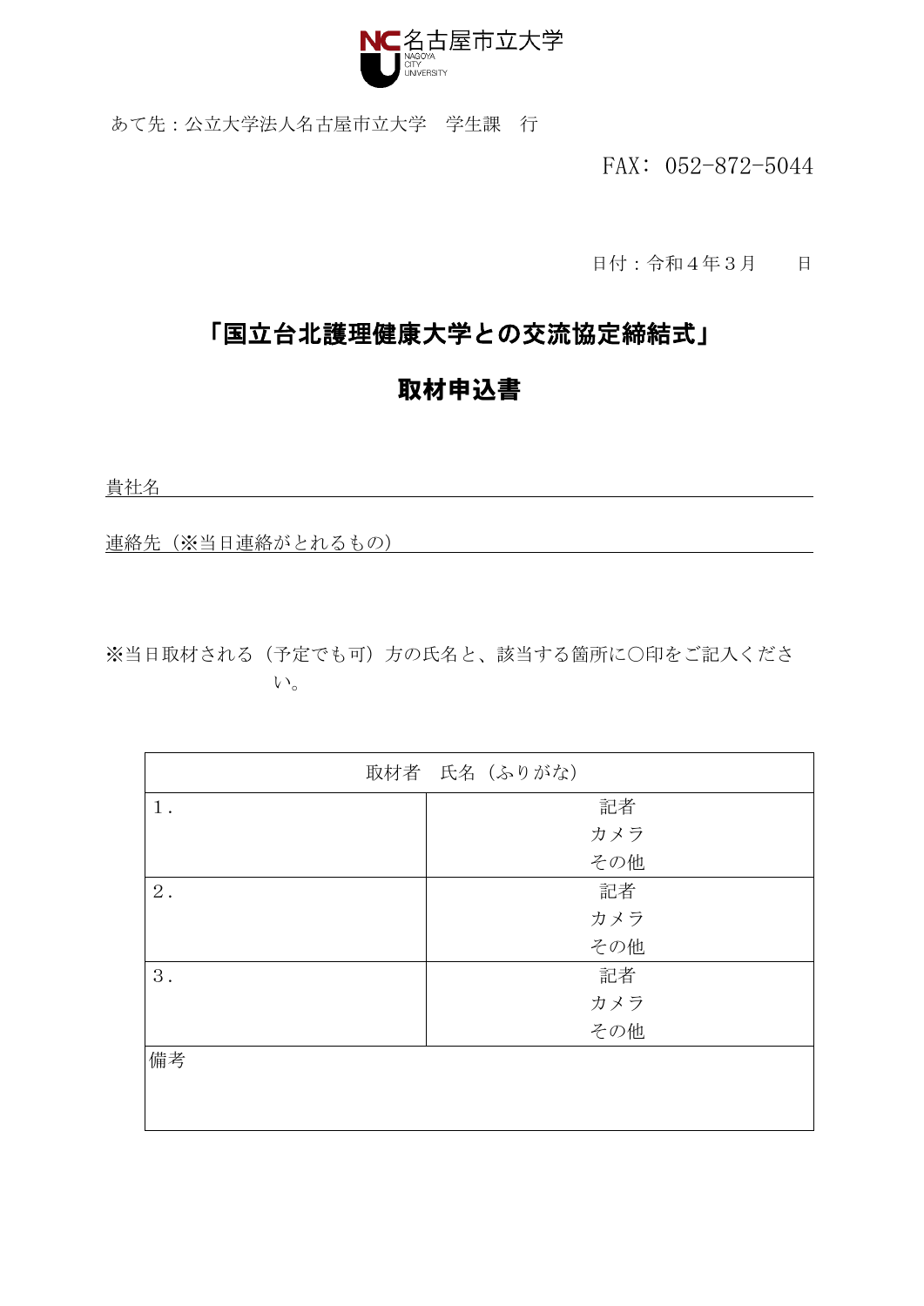名古屋市立大学
NAGOYA CITY UNIVERSITY

あて先：公立大学法人名古屋市立大学　学生課　行

FAX：052-872-5044

日付：令和４年３月　　日

# 「国立台北護理健康大学との交流協定締結式」

# 取材申込書

貴社名

連絡先（※当日連絡がとれるもの）

※当日取材される（予定でも可）方の氏名と、該当する箇所に〇印をご記入ください。

| 取材者　氏名（ふりがな） | |
|---|---|
| １. | 記者<br>カメラ<br>その他 |
| ２. | 記者<br>カメラ<br>その他 |
| ３. | 記者<br>カメラ<br>その他 |
| 備考 | |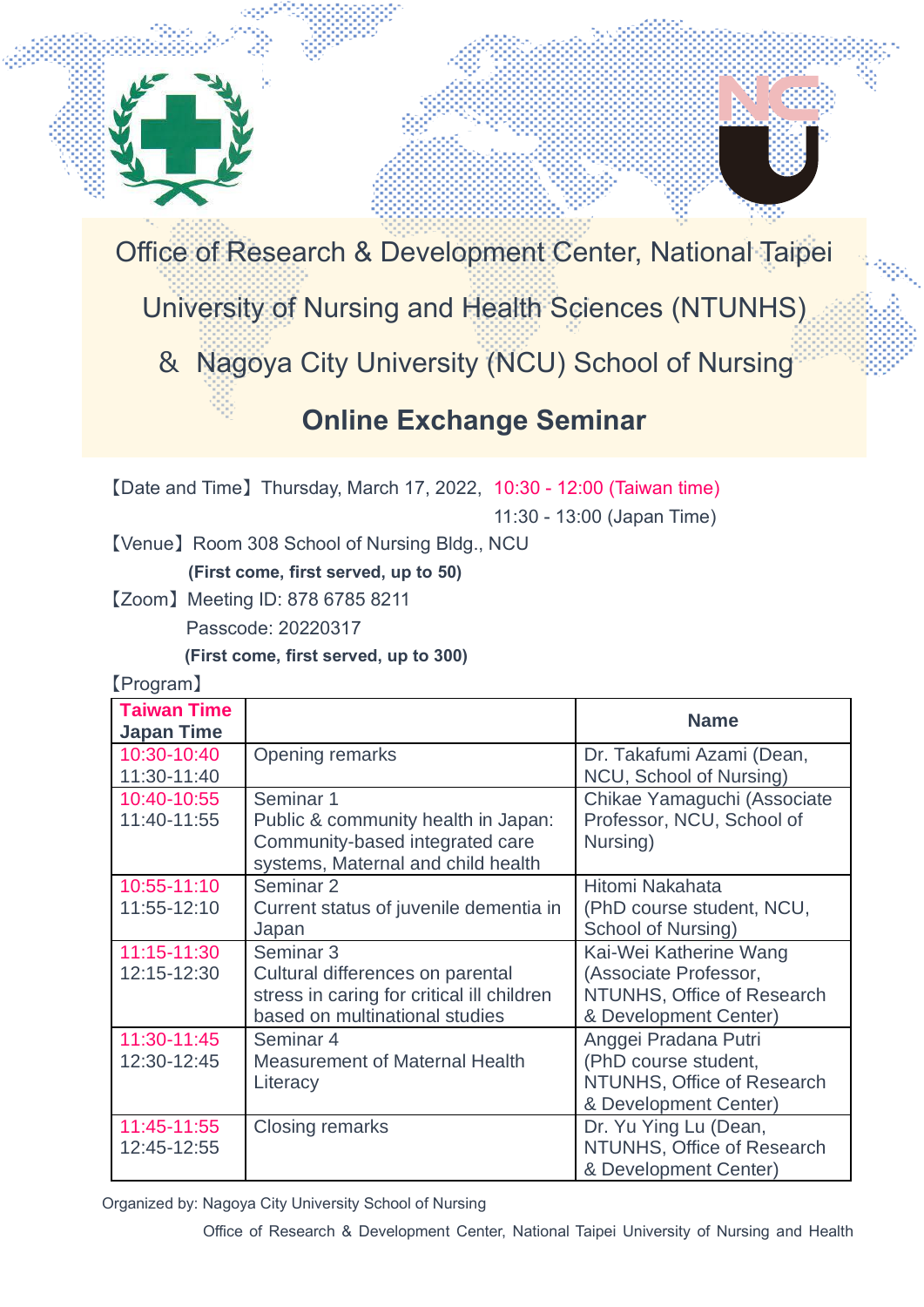# Office of Research & Development Center, National Taipei University of Nursing and Health Sciences (NTUNHS) & Nagoya City University (NCU) School of Nursing

## Online Exchange Seminar

【Date and Time】Thursday, March 17, 2022, 10:30 - 12:00 (Taiwan time)
11:30 - 13:00 (Japan Time)

【Venue】Room 308 School of Nursing Bldg., NCU
**(First come, first served, up to 50)**

【Zoom】Meeting ID: 878 6785 8211
Passcode: 20220317
**(First come, first served, up to 300)**

【Program】

| **Taiwan Time** **Japan Time** | | **Name** |
|---|---|---|
| 10:30-10:40 11:30-11:40 | Opening remarks | Dr. Takafumi Azami (Dean, NCU, School of Nursing) |
| 10:40-10:55 11:40-11:55 | Seminar 1 Public & community health in Japan: Community-based integrated care systems, Maternal and child health | Chikae Yamaguchi (Associate Professor, NCU, School of Nursing) |
| 10:55-11:10 11:55-12:10 | Seminar 2 Current status of juvenile dementia in Japan | Hitomi Nakahata (PhD course student, NCU, School of Nursing) |
| 11:15-11:30 12:15-12:30 | Seminar 3 Cultural differences on parental stress in caring for critical ill children based on multinational studies | Kai-Wei Katherine Wang (Associate Professor, NTUNHS, Office of Research & Development Center) |
| 11:30-11:45 12:30-12:45 | Seminar 4 Measurement of Maternal Health Literacy | Anggei Pradana Putri (PhD course student, NTUNHS, Office of Research & Development Center) |
| 11:45-11:55 12:45-12:55 | Closing remarks | Dr. Yu Ying Lu (Dean, NTUNHS, Office of Research & Development Center) |

Organized by: Nagoya City University School of Nursing
Office of Research & Development Center, National Taipei University of Nursing and Health